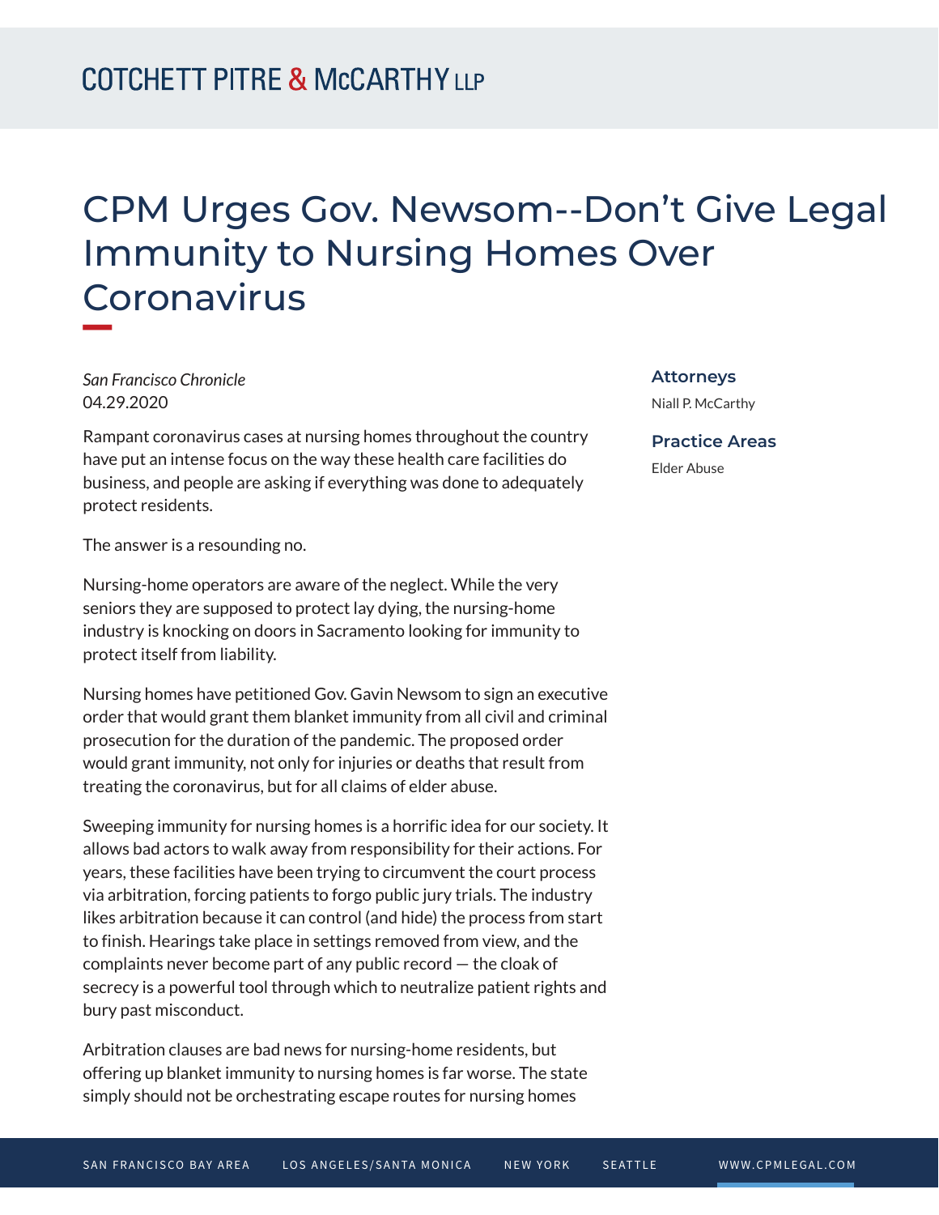# CPM Urges Gov. Newsom--Don't Give Legal Immunity to Nursing Homes Over Coronavirus

*San Francisco Chronicle*
04.29.2020

**Attorneys**

Niall P. McCarthy

**Practice Areas**

Elder Abuse

Rampant coronavirus cases at nursing homes throughout the country have put an intense focus on the way these health care facilities do business, and people are asking if everything was done to adequately protect residents.

The answer is a resounding no.

Nursing-home operators are aware of the neglect. While the very seniors they are supposed to protect lay dying, the nursing-home industry is knocking on doors in Sacramento looking for immunity to protect itself from liability.

Nursing homes have petitioned Gov. Gavin Newsom to sign an executive order that would grant them blanket immunity from all civil and criminal prosecution for the duration of the pandemic. The proposed order would grant immunity, not only for injuries or deaths that result from treating the coronavirus, but for all claims of elder abuse.

Sweeping immunity for nursing homes is a horrific idea for our society. It allows bad actors to walk away from responsibility for their actions. For years, these facilities have been trying to circumvent the court process via arbitration, forcing patients to forgo public jury trials. The industry likes arbitration because it can control (and hide) the process from start to finish. Hearings take place in settings removed from view, and the complaints never become part of any public record — the cloak of secrecy is a powerful tool through which to neutralize patient rights and bury past misconduct.

Arbitration clauses are bad news for nursing-home residents, but offering up blanket immunity to nursing homes is far worse. The state simply should not be orchestrating escape routes for nursing homes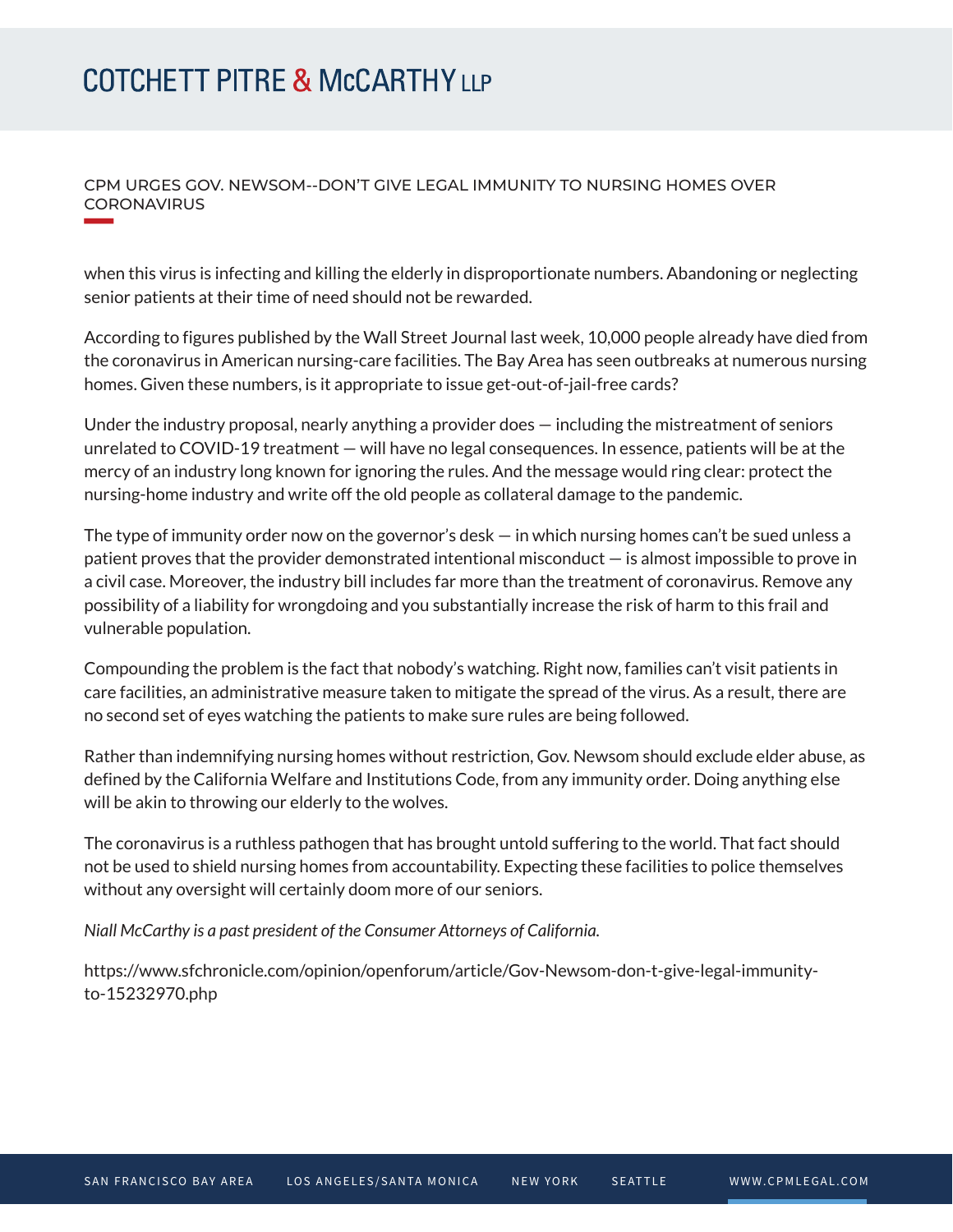when this virus is infecting and killing the elderly in disproportionate numbers. Abandoning or neglecting senior patients at their time of need should not be rewarded.

According to figures published by the Wall Street Journal last week, 10,000 people already have died from the coronavirus in American nursing-care facilities. The Bay Area has seen outbreaks at numerous nursing homes. Given these numbers, is it appropriate to issue get-out-of-jail-free cards?

Under the industry proposal, nearly anything a provider does — including the mistreatment of seniors unrelated to COVID-19 treatment — will have no legal consequences. In essence, patients will be at the mercy of an industry long known for ignoring the rules. And the message would ring clear: protect the nursing-home industry and write off the old people as collateral damage to the pandemic.

The type of immunity order now on the governor's desk — in which nursing homes can't be sued unless a patient proves that the provider demonstrated intentional misconduct — is almost impossible to prove in a civil case. Moreover, the industry bill includes far more than the treatment of coronavirus. Remove any possibility of a liability for wrongdoing and you substantially increase the risk of harm to this frail and vulnerable population.

Compounding the problem is the fact that nobody's watching. Right now, families can't visit patients in care facilities, an administrative measure taken to mitigate the spread of the virus. As a result, there are no second set of eyes watching the patients to make sure rules are being followed.

Rather than indemnifying nursing homes without restriction, Gov. Newsom should exclude elder abuse, as defined by the California Welfare and Institutions Code, from any immunity order. Doing anything else will be akin to throwing our elderly to the wolves.

The coronavirus is a ruthless pathogen that has brought untold suffering to the world. That fact should not be used to shield nursing homes from accountability. Expecting these facilities to police themselves without any oversight will certainly doom more of our seniors.

*Niall McCarthy is a past president of the Consumer Attorneys of California.*

https://www.sfchronicle.com/opinion/openforum/article/Gov-Newsom-don-t-give-legal-immunity-to-15232970.php